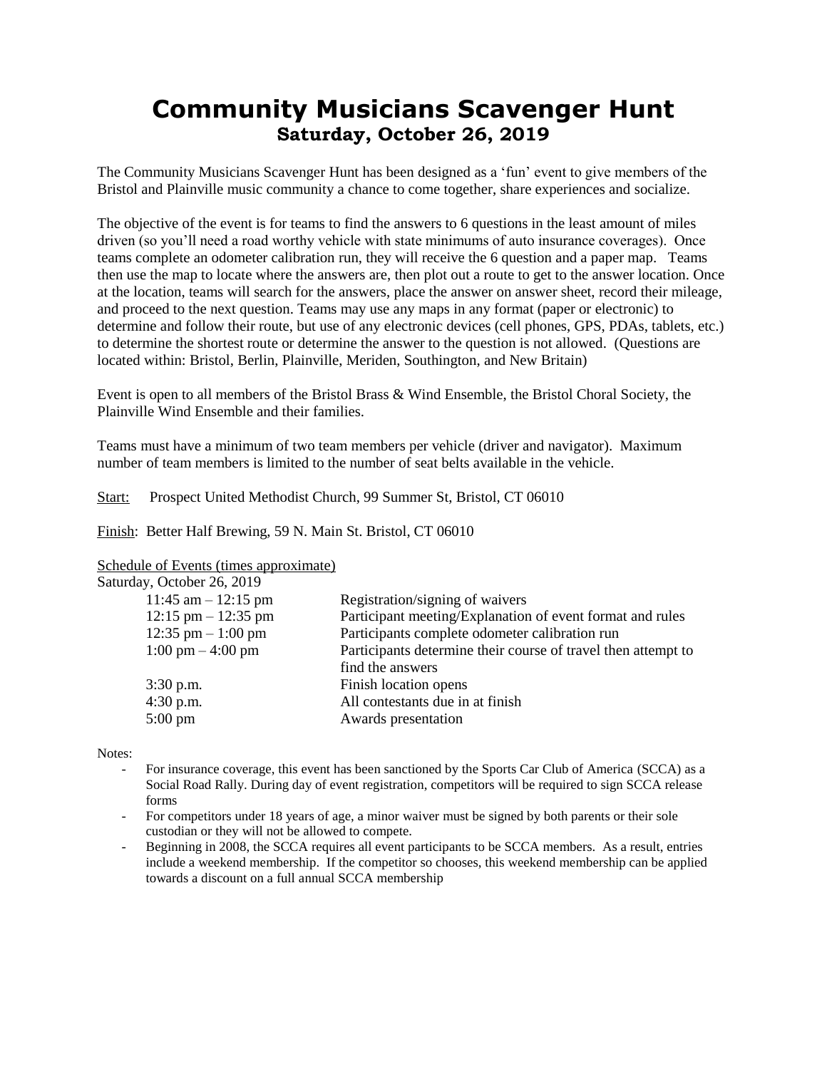# Community Musicians Scavenger Hunt

## Saturday, October 26, 2019

The Community Musicians Scavenger Hunt has been designed as a 'fun' event to give members of the Bristol and Plainville music community a chance to come together, share experiences and socialize.

The objective of the event is for teams to find the answers to 6 questions in the least amount of miles driven (so you'll need a road worthy vehicle with state minimums of auto insurance coverages). Once teams complete an odometer calibration run, they will receive the 6 question and a paper map. Teams then use the map to locate where the answers are, then plot out a route to get to the answer location. Once at the location, teams will search for the answers, place the answer on answer sheet, record their mileage, and proceed to the next question. Teams may use any maps in any format (paper or electronic) to determine and follow their route, but use of any electronic devices (cell phones, GPS, PDAs, tablets, etc.) to determine the shortest route or determine the answer to the question is not allowed. (Questions are located within: Bristol, Berlin, Plainville, Meriden, Southington, and New Britain)

Event is open to all members of the Bristol Brass & Wind Ensemble, the Bristol Choral Society, the Plainville Wind Ensemble and their families.

Teams must have a minimum of two team members per vehicle (driver and navigator). Maximum number of team members is limited to the number of seat belts available in the vehicle.

<u>Start:</u> Prospect United Methodist Church, 99 Summer St, Bristol, CT 06010

<u>Finish</u>: Better Half Brewing, 59 N. Main St. Bristol, CT 06010

<u>Schedule of Events (times approximate)</u>

Saturday, October 26, 2019

| Time | Event |
|---|---|
| 11:45 am – 12:15 pm | Registration/signing of waivers |
| 12:15 pm – 12:35 pm | Participant meeting/Explanation of event format and rules |
| 12:35 pm – 1:00 pm | Participants complete odometer calibration run |
| 1:00 pm – 4:00 pm | Participants determine their course of travel then attempt to find the answers |
| 3:30 p.m. | Finish location opens |
| 4:30 p.m. | All contestants due in at finish |
| 5:00 pm | Awards presentation |

Notes:

- For insurance coverage, this event has been sanctioned by the Sports Car Club of America (SCCA) as a Social Road Rally. During day of event registration, competitors will be required to sign SCCA release forms
- For competitors under 18 years of age, a minor waiver must be signed by both parents or their sole custodian or they will not be allowed to compete.
- Beginning in 2008, the SCCA requires all event participants to be SCCA members. As a result, entries include a weekend membership. If the competitor so chooses, this weekend membership can be applied towards a discount on a full annual SCCA membership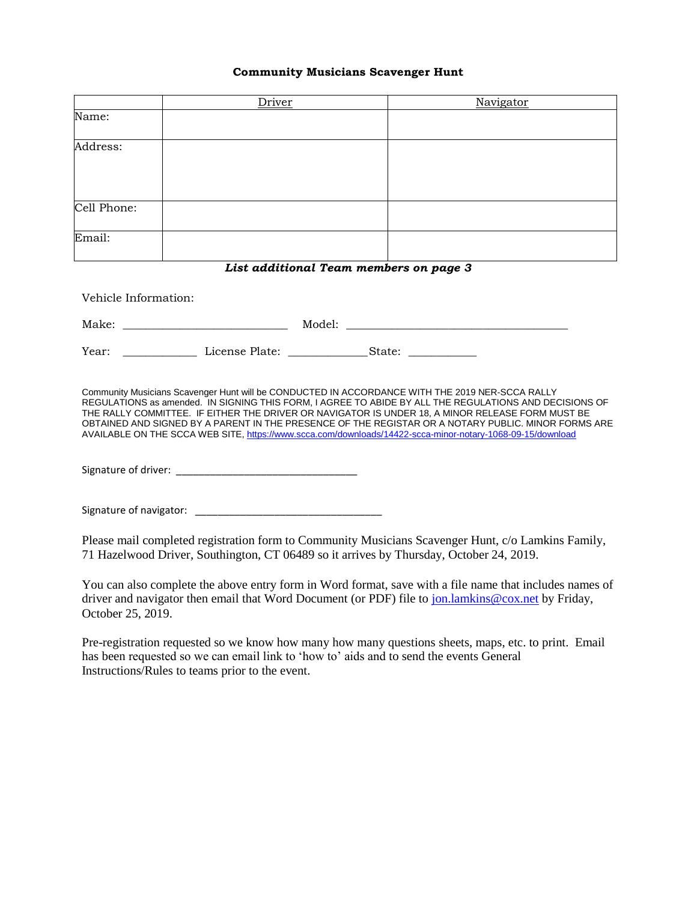**Community Musicians Scavenger Hunt**

| | Driver | Navigator |
|---|---|---|
| Name: | | |
| Address: | | |
| Cell Phone: | | |
| Email: | | |

***List additional Team members on page 3***

Vehicle Information:

Make: ___________________________ Model: ____________________________________

Year: ____________ License Plate: _____________State: ___________

Community Musicians Scavenger Hunt will be CONDUCTED IN ACCORDANCE WITH THE 2019 NER-SCCA RALLY REGULATIONS as amended. IN SIGNING THIS FORM, I AGREE TO ABIDE BY ALL THE REGULATIONS AND DECISIONS OF THE RALLY COMMITTEE. IF EITHER THE DRIVER OR NAVIGATOR IS UNDER 18, A MINOR RELEASE FORM MUST BE OBTAINED AND SIGNED BY A PARENT IN THE PRESENCE OF THE REGISTAR OR A NOTARY PUBLIC. MINOR FORMS ARE AVAILABLE ON THE SCCA WEB SITE, https://www.scca.com/downloads/14422-scca-minor-notary-1068-09-15/download

Signature of driver: _________________________________

Signature of navigator: _________________________________

Please mail completed registration form to Community Musicians Scavenger Hunt, c/o Lamkins Family, 71 Hazelwood Driver, Southington, CT 06489 so it arrives by Thursday, October 24, 2019.

You can also complete the above entry form in Word format, save with a file name that includes names of driver and navigator then email that Word Document (or PDF) file to jon.lamkins@cox.net by Friday, October 25, 2019.

Pre-registration requested so we know how many how many questions sheets, maps, etc. to print. Email has been requested so we can email link to 'how to' aids and to send the events General Instructions/Rules to teams prior to the event.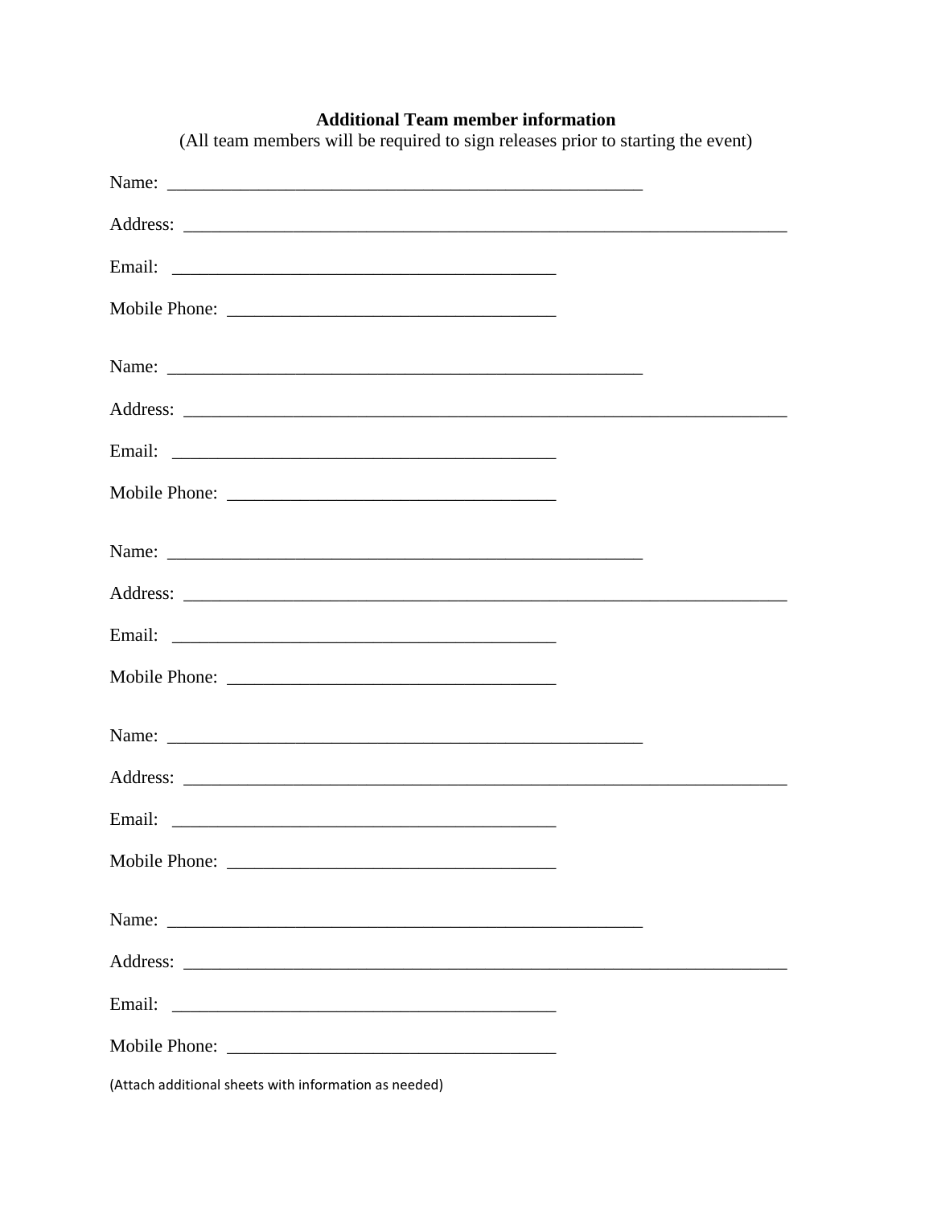**Additional Team member information**

(All team members will be required to sign releases prior to starting the event)

Name: _______________________________________________________

Address: ______________________________________________________________________

Email: ____________________________________________

Mobile Phone: _____________________________________

Name: _______________________________________________________

Address: ______________________________________________________________________

Email: ____________________________________________

Mobile Phone: _____________________________________

Name: _______________________________________________________

Address: ______________________________________________________________________

Email: ____________________________________________

Mobile Phone: _____________________________________

Name: _______________________________________________________

Address: ______________________________________________________________________

Email: ____________________________________________

Mobile Phone: _____________________________________

Name: _______________________________________________________

Address: ______________________________________________________________________

Email: ____________________________________________

Mobile Phone: _____________________________________

(Attach additional sheets with information as needed)